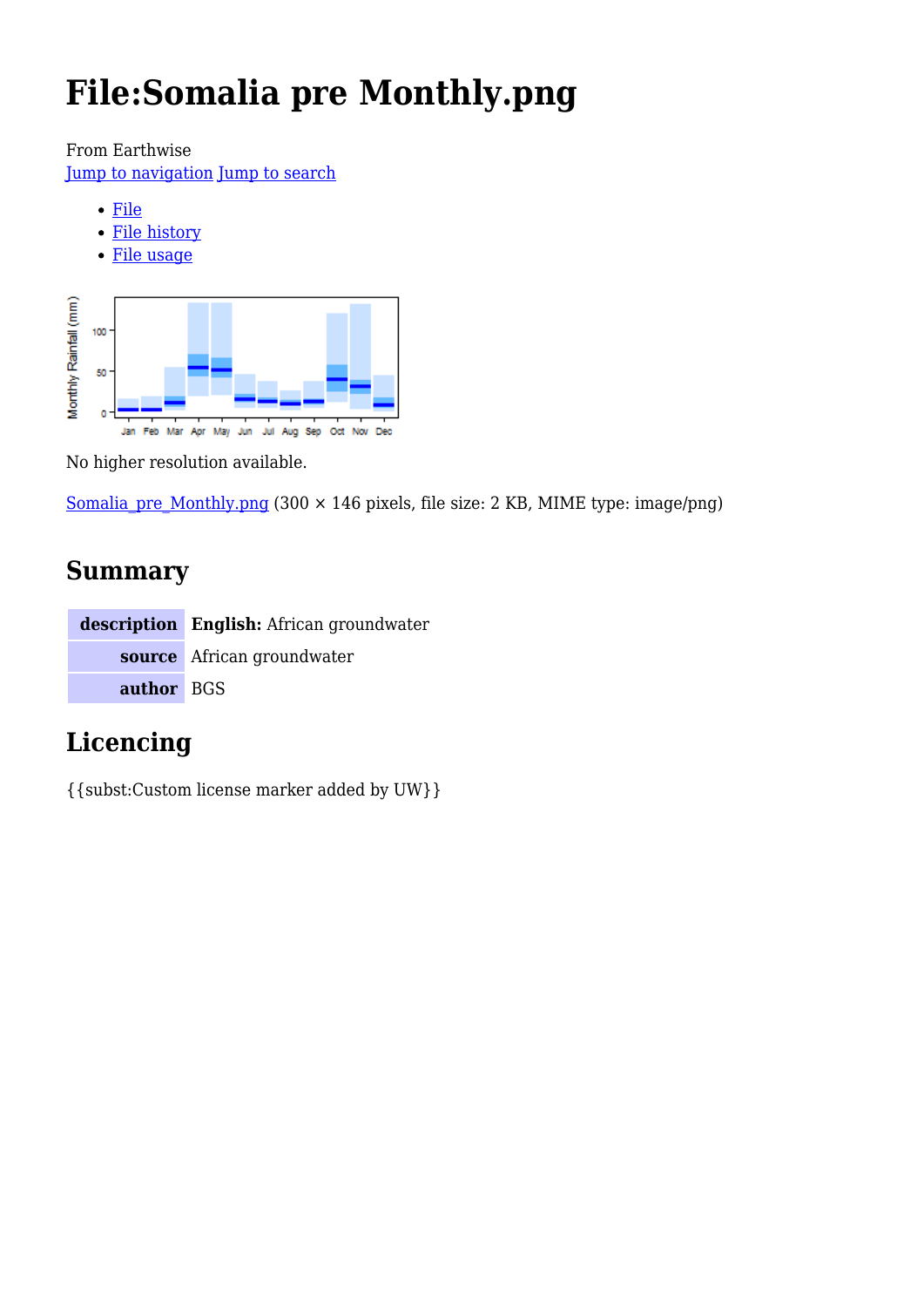# File:Somalia pre Monthly.png

From Earthwise

Jump to navigation Jump to search

- File
- File history
- File usage

No higher resolution available.

Somalia_pre_Monthly.png (300 × 146 pixels, file size: 2 KB, MIME type: image/png)

## Summary

| description | English: African groundwater |
|---|---|
| source | African groundwater |
| author | BGS |

## Licencing

{{subst:Custom license marker added by UW}}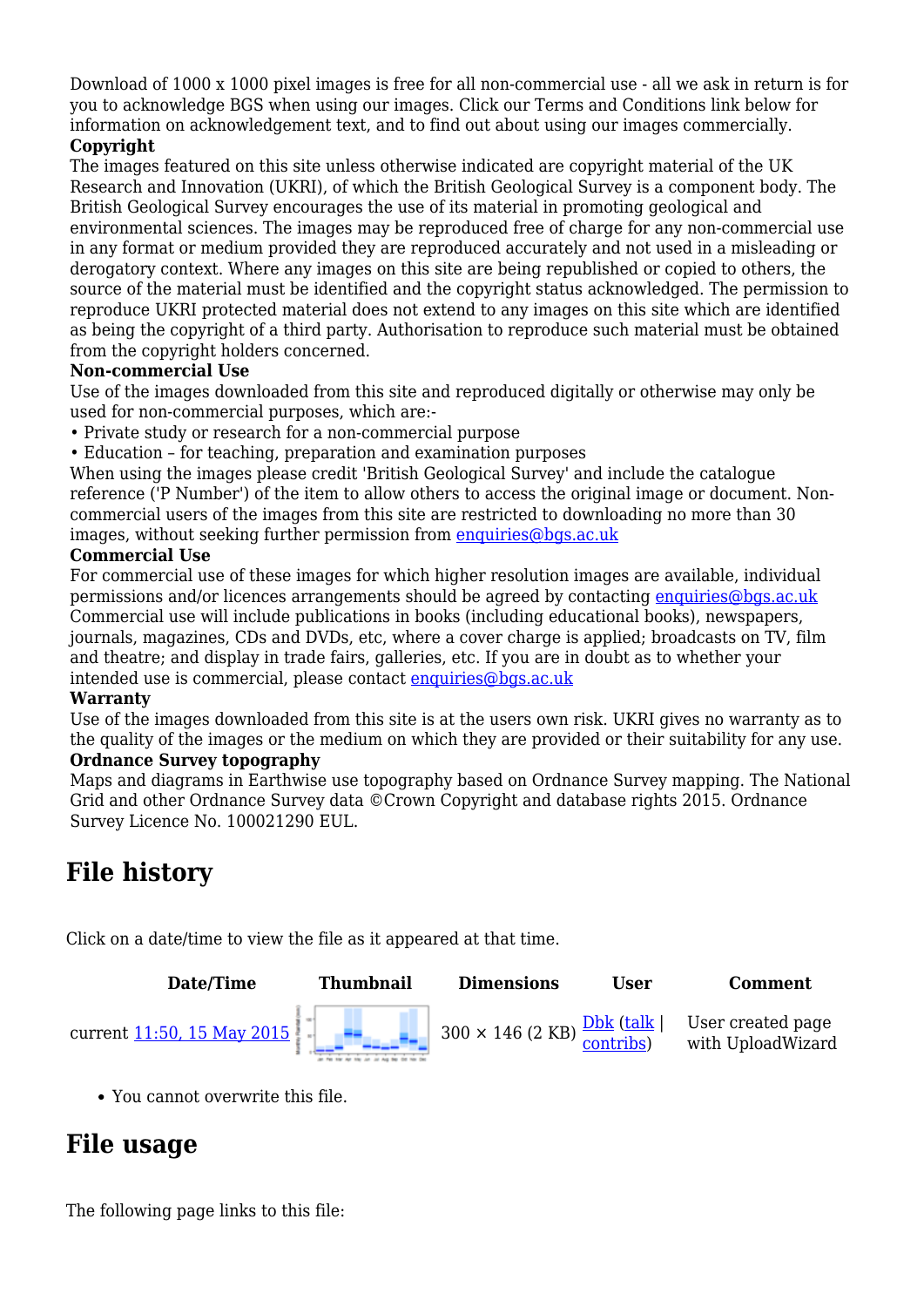Download of 1000 x 1000 pixel images is free for all non-commercial use - all we ask in return is for you to acknowledge BGS when using our images. Click our Terms and Conditions link below for information on acknowledgement text, and to find out about using our images commercially.

**Copyright**

The images featured on this site unless otherwise indicated are copyright material of the UK Research and Innovation (UKRI), of which the British Geological Survey is a component body. The British Geological Survey encourages the use of its material in promoting geological and environmental sciences. The images may be reproduced free of charge for any non-commercial use in any format or medium provided they are reproduced accurately and not used in a misleading or derogatory context. Where any images on this site are being republished or copied to others, the source of the material must be identified and the copyright status acknowledged. The permission to reproduce UKRI protected material does not extend to any images on this site which are identified as being the copyright of a third party. Authorisation to reproduce such material must be obtained from the copyright holders concerned.

**Non-commercial Use**

Use of the images downloaded from this site and reproduced digitally or otherwise may only be used for non-commercial purposes, which are:-

- Private study or research for a non-commercial purpose
- Education – for teaching, preparation and examination purposes

When using the images please credit 'British Geological Survey' and include the catalogue reference ('P Number') of the item to allow others to access the original image or document. Non-commercial users of the images from this site are restricted to downloading no more than 30 images, without seeking further permission from enquiries@bgs.ac.uk

**Commercial Use**

For commercial use of these images for which higher resolution images are available, individual permissions and/or licences arrangements should be agreed by contacting enquiries@bgs.ac.uk Commercial use will include publications in books (including educational books), newspapers, journals, magazines, CDs and DVDs, etc, where a cover charge is applied; broadcasts on TV, film and theatre; and display in trade fairs, galleries, etc. If you are in doubt as to whether your intended use is commercial, please contact enquiries@bgs.ac.uk

**Warranty**

Use of the images downloaded from this site is at the users own risk. UKRI gives no warranty as to the quality of the images or the medium on which they are provided or their suitability for any use.

**Ordnance Survey topography**

Maps and diagrams in Earthwise use topography based on Ordnance Survey mapping. The National Grid and other Ordnance Survey data ©Crown Copyright and database rights 2015. Ordnance Survey Licence No. 100021290 EUL.

## File history

Click on a date/time to view the file as it appeared at that time.

| | Date/Time | Thumbnail | Dimensions | User | Comment |
|---|---|---|---|---|---|
| current | 11:50, 15 May 2015 | | 300 × 146 (2 KB) | Dbk (talk \| contribs) | User created page with UploadWizard |

- You cannot overwrite this file.

## File usage

The following page links to this file: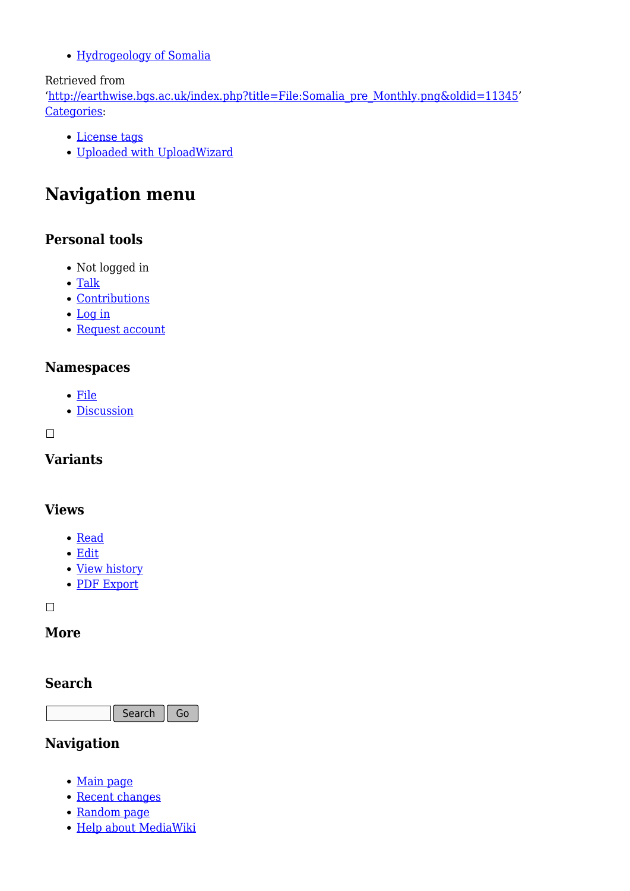- Hydrogeology of Somalia

Retrieved from 'http://earthwise.bgs.ac.uk/index.php?title=File:Somalia_pre_Monthly.png&oldid=11345'
Categories:

- License tags
- Uploaded with UploadWizard

# Navigation menu

### Personal tools

- Not logged in
- Talk
- Contributions
- Log in
- Request account

### Namespaces

- File
- Discussion

☐

### Variants

### Views

- Read
- Edit
- View history
- PDF Export

☐

### More

### Search

Search Go

### Navigation

- Main page
- Recent changes
- Random page
- Help about MediaWiki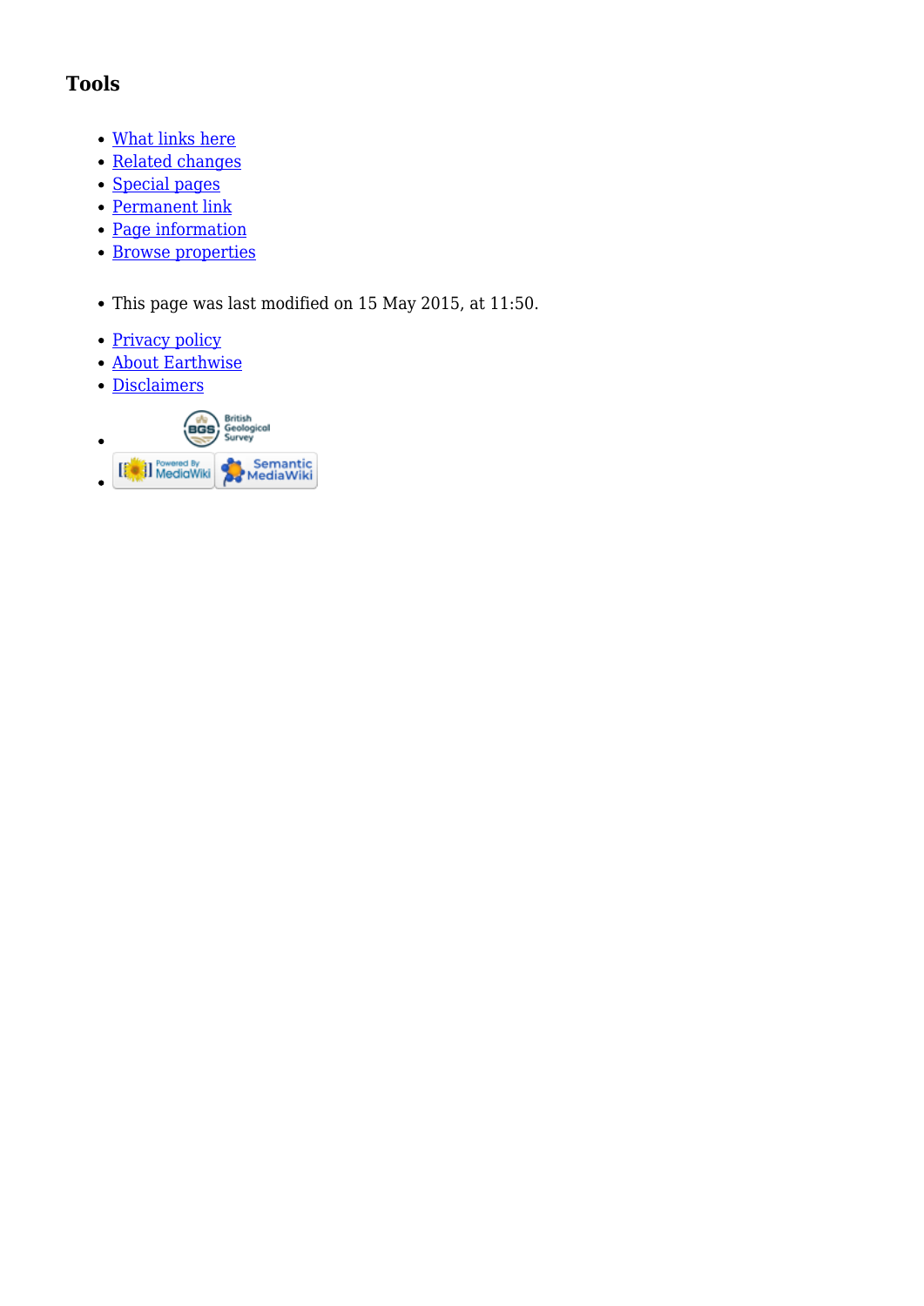### Tools

- What links here
- Related changes
- Special pages
- Permanent link
- Page information
- Browse properties

- This page was last modified on 15 May 2015, at 11:50.

- Privacy policy
- About Earthwise
- Disclaimers